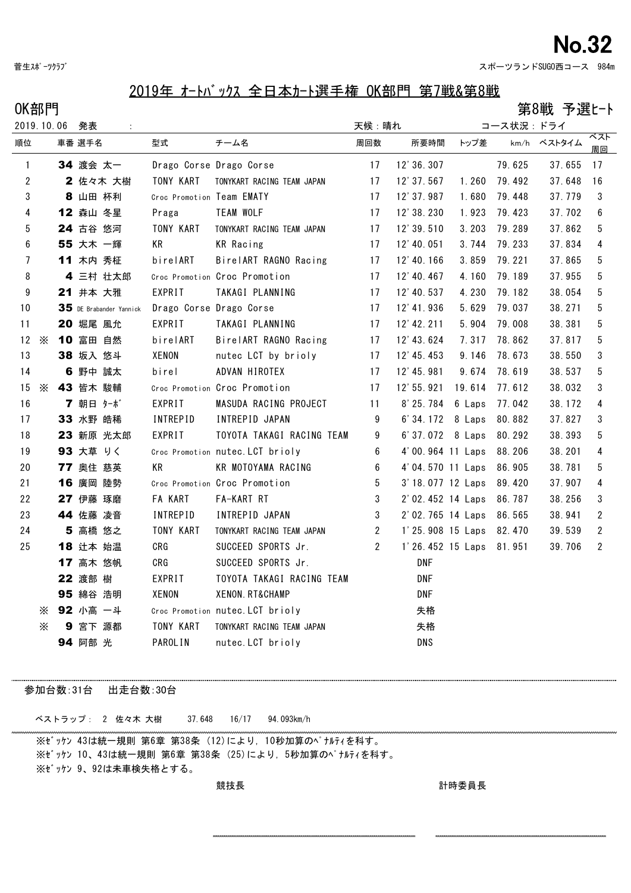No.32

菅生ｽﾎﾟｰﾂｸﾗﾌﾞ　　　　　　　　　　　　　　　　　　　　　　　　　　スポーツランドSUGO西コース　984m

# 2019年 ｵｰﾄﾊﾞｯｸｽ 全日本ｶｰﾄ選手権 OK部門 第7戦&第8戦

## OK部門　　　　　　　　　　　　　　　　　　　　　　第8戦 予選ﾋｰﾄ

2019.10.06　発表　:　　　　　　天候：晴れ　　　　コース状況：ドライ

| 順位 | | 車番 | 選手名 | 型式 | チーム名 | 周回数 | 所要時間 | トップ差 | km/h | ベストタイム | ベスト周回 |
|---|---|---|---|---|---|---|---|---|---|---|---|
| 1 | | 34 | 渡会 太一 | Drago Corse | Drago Corse | 17 | 12'36.307 | | 79.625 | 37.655 | 17 |
| 2 | | 2 | 佐々木 大樹 | TONY KART | TONYKART RACING TEAM JAPAN | 17 | 12'37.567 | 1.260 | 79.492 | 37.648 | 16 |
| 3 | | 8 | 山田 杯利 | Croc Promotion | Team EMATY | 17 | 12'37.987 | 1.680 | 79.448 | 37.779 | 3 |
| 4 | | 12 | 森山 冬星 | Praga | TEAM WOLF | 17 | 12'38.230 | 1.923 | 79.423 | 37.702 | 6 |
| 5 | | 24 | 古谷 悠河 | TONY KART | TONYKART RACING TEAM JAPAN | 17 | 12'39.510 | 3.203 | 79.289 | 37.862 | 5 |
| 6 | | 55 | 大木 一輝 | KR | KR Racing | 17 | 12'40.051 | 3.744 | 79.233 | 37.834 | 4 |
| 7 | | 11 | 木内 秀柾 | birelART | BirelART RAGNO Racing | 17 | 12'40.166 | 3.859 | 79.221 | 37.865 | 5 |
| 8 | | 4 | 三村 壮太郎 | Croc Promotion | Croc Promotion | 17 | 12'40.467 | 4.160 | 79.189 | 37.955 | 5 |
| 9 | | 21 | 井本 大雅 | EXPRIT | TAKAGI PLANNING | 17 | 12'40.537 | 4.230 | 79.182 | 38.054 | 5 |
| 10 | | 35 | DE Brabander Yannick | Drago Corse | Drago Corse | 17 | 12'41.936 | 5.629 | 79.037 | 38.271 | 5 |
| 11 | | 20 | 堀尾 風允 | EXPRIT | TAKAGI PLANNING | 17 | 12'42.211 | 5.904 | 79.008 | 38.381 | 5 |
| 12 | ※ | 10 | 富田 自然 | birelART | BirelART RAGNO Racing | 17 | 12'43.624 | 7.317 | 78.862 | 37.817 | 5 |
| 13 | | 38 | 坂入 悠斗 | XENON | nutec LCT by brioly | 17 | 12'45.453 | 9.146 | 78.673 | 38.550 | 3 |
| 14 | | 6 | 野中 誠太 | birel | ADVAN HIROTEX | 17 | 12'45.981 | 9.674 | 78.619 | 38.537 | 5 |
| 15 | ※ | 43 | 皆木 駿輔 | Croc Promotion | Croc Promotion | 17 | 12'55.921 | 19.614 | 77.612 | 38.032 | 3 |
| 16 | | 7 | 朝日 ﾀｰﾎﾞ | EXPRIT | MASUDA RACING PROJECT | 11 | 8'25.784 | 6 Laps | 77.042 | 38.172 | 4 |
| 17 | | 33 | 水野 皓稀 | INTREPID | INTREPID JAPAN | 9 | 6'34.172 | 8 Laps | 80.882 | 37.827 | 3 |
| 18 | | 23 | 新原 光太郎 | EXPRIT | TOYOTA TAKAGI RACING TEAM | 9 | 6'37.072 | 8 Laps | 80.292 | 38.393 | 5 |
| 19 | | 93 | 大草 りく | Croc Promotion | nutec.LCT brioly | 6 | 4'00.964 | 11 Laps | 88.206 | 38.201 | 4 |
| 20 | | 77 | 奥住 慈英 | KR | KR MOTOYAMA RACING | 6 | 4'04.570 | 11 Laps | 86.905 | 38.781 | 5 |
| 21 | | 16 | 廣岡 陸勢 | Croc Promotion | Croc Promotion | 5 | 3'18.077 | 12 Laps | 89.420 | 37.907 | 4 |
| 22 | | 27 | 伊藤 琢磨 | FA KART | FA-KART RT | 3 | 2'02.452 | 14 Laps | 86.787 | 38.256 | 3 |
| 23 | | 44 | 佐藤 凌音 | INTREPID | INTREPID JAPAN | 3 | 2'02.765 | 14 Laps | 86.565 | 38.941 | 2 |
| 24 | | 5 | 高橋 悠之 | TONY KART | TONYKART RACING TEAM JAPAN | 2 | 1'25.908 | 15 Laps | 82.470 | 39.539 | 2 |
| 25 | | 18 | 辻本 始温 | CRG | SUCCEED SPORTS Jr. | 2 | 1'26.452 | 15 Laps | 81.951 | 39.706 | 2 |
| | | 17 | 高木 悠帆 | CRG | SUCCEED SPORTS Jr. | | DNF | | | | |
| | | 22 | 渡部 樹 | EXPRIT | TOYOTA TAKAGI RACING TEAM | | DNF | | | | |
| | | 95 | 綿谷 浩明 | XENON | XENON.RT&CHAMP | | DNF | | | | |
| | ※ | 92 | 小高 一斗 | Croc Promotion | nutec.LCT brioly | | 失格 | | | | |
| | ※ | 9 | 宮下 源都 | TONY KART | TONYKART RACING TEAM JAPAN | | 失格 | | | | |
| | | 94 | 阿部 光 | PAROLIN | nutec.LCT brioly | | DNS | | | | |

参加台数:31台　出走台数:30台

ベストラップ：　2　佐々木 大樹　　37.648　　16/17　　94.093km/h

※ｾﾞｯｹﾝ 43は統一規則 第6章 第38条 (12)により，10秒加算のﾍﾟﾅﾙﾃｨを科す。
※ｾﾞｯｹﾝ 10、43は統一規則 第6章 第38条 (25)により，5秒加算のﾍﾟﾅﾙﾃｨを科す。
※ｾﾞｯｹﾝ 9、92は未車検失格とする。

競技長　　　　　　　　　　　　　　　　計時委員長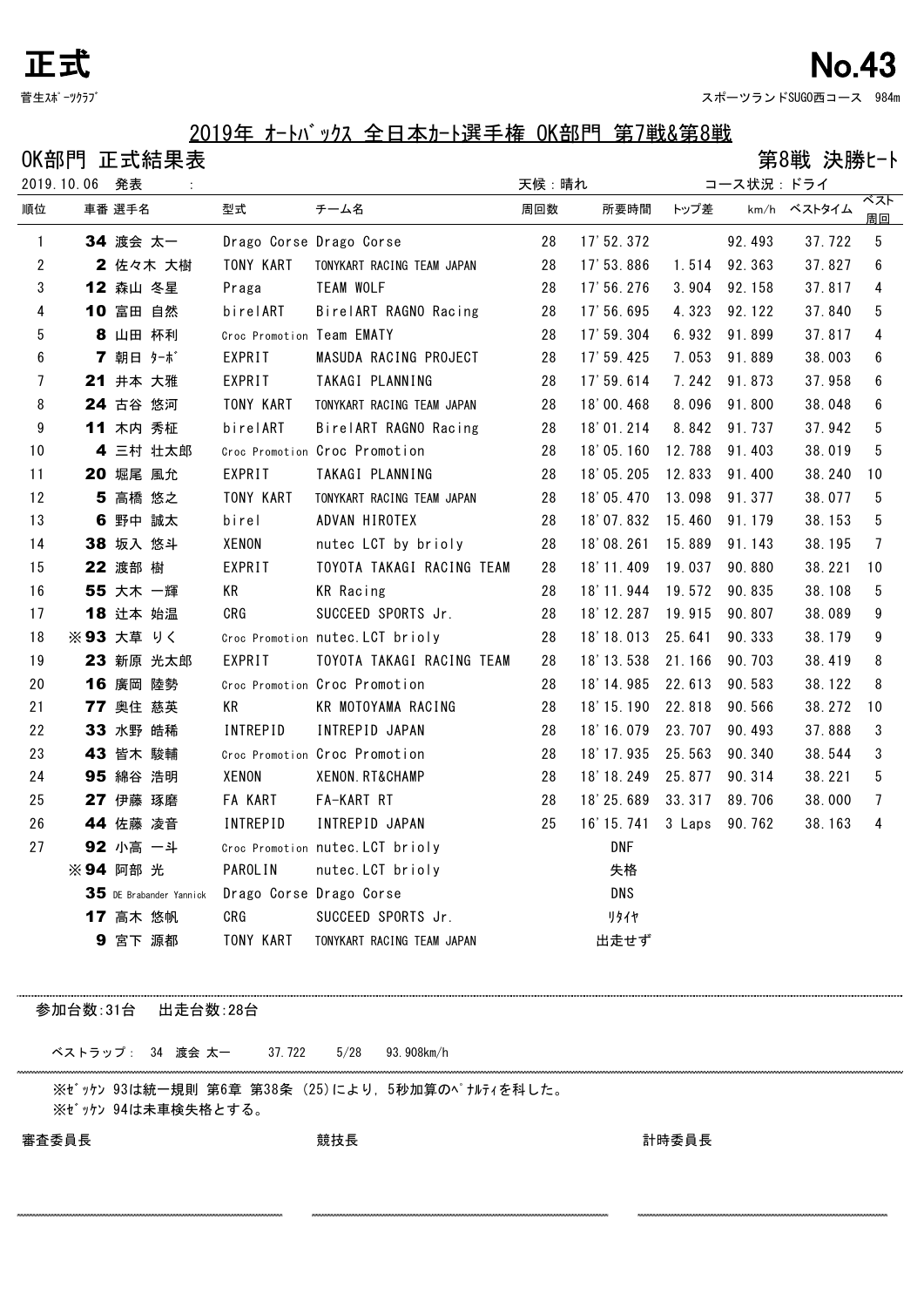# 正式

# No.43

菅生ｽﾎﾟｰﾂｸﾗﾌﾞ　　　　　　　　　　　　　　　　　　　　　　　　　　　　　　　　　スポーツランドSUGO西コース　984m

## 2019年 ｵｰﾄﾊﾞｯｸｽ 全日本ｶｰﾄ選手権 OK部門 第7戦&第8戦

### OK部門 正式結果表　　　　　　　　　　　　　　　　　　　　　　　第8戦 決勝ﾋｰﾄ

2019.10.06 発表 :　　　　　　　　　天候：晴れ　　　　　コース状況：ドライ

| 順位 | 車番 | 選手名 | 型式 | チーム名 | 周回数 | 所要時間 | トップ差 | km/h | ベストタイム | ベスト周回 |
|---|---|---|---|---|---|---|---|---|---|---|
| 1 | 34 | 渡会 太一 | Drago Corse | Drago Corse | 28 | 17'52.372 | | 92.493 | 37.722 | 5 |
| 2 | 2 | 佐々木 大樹 | TONY KART | TONYKART RACING TEAM JAPAN | 28 | 17'53.886 | 1.514 | 92.363 | 37.827 | 6 |
| 3 | 12 | 森山 冬星 | Praga | TEAM WOLF | 28 | 17'56.276 | 3.904 | 92.158 | 37.817 | 4 |
| 4 | 10 | 富田 自然 | birelART | BirelART RAGNO Racing | 28 | 17'56.695 | 4.323 | 92.122 | 37.840 | 5 |
| 5 | 8 | 山田 杯利 | Croc Promotion | Team EMATY | 28 | 17'59.304 | 6.932 | 91.899 | 37.817 | 4 |
| 6 | 7 | 朝日 ﾀｰﾎﾞ | EXPRIT | MASUDA RACING PROJECT | 28 | 17'59.425 | 7.053 | 91.889 | 38.003 | 6 |
| 7 | 21 | 井本 大雅 | EXPRIT | TAKAGI PLANNING | 28 | 17'59.614 | 7.242 | 91.873 | 37.958 | 6 |
| 8 | 24 | 古谷 悠河 | TONY KART | TONYKART RACING TEAM JAPAN | 28 | 18'00.468 | 8.096 | 91.800 | 38.048 | 6 |
| 9 | 11 | 木内 秀柾 | birelART | BirelART RAGNO Racing | 28 | 18'01.214 | 8.842 | 91.737 | 37.942 | 5 |
| 10 | 4 | 三村 壮太郎 | Croc Promotion | Croc Promotion | 28 | 18'05.160 | 12.788 | 91.403 | 38.019 | 5 |
| 11 | 20 | 堀尾 風允 | EXPRIT | TAKAGI PLANNING | 28 | 18'05.205 | 12.833 | 91.400 | 38.240 | 10 |
| 12 | 5 | 高橋 悠之 | TONY KART | TONYKART RACING TEAM JAPAN | 28 | 18'05.470 | 13.098 | 91.377 | 38.077 | 5 |
| 13 | 6 | 野中 誠太 | birel | ADVAN HIROTEX | 28 | 18'07.832 | 15.460 | 91.179 | 38.153 | 5 |
| 14 | 38 | 坂入 悠斗 | XENON | nutec LCT by brioly | 28 | 18'08.261 | 15.889 | 91.143 | 38.195 | 7 |
| 15 | 22 | 渡部 樹 | EXPRIT | TOYOTA TAKAGI RACING TEAM | 28 | 18'11.409 | 19.037 | 90.880 | 38.221 | 10 |
| 16 | 55 | 大木 一輝 | KR | KR Racing | 28 | 18'11.944 | 19.572 | 90.835 | 38.108 | 5 |
| 17 | 18 | 辻本 始温 | CRG | SUCCEED SPORTS Jr. | 28 | 18'12.287 | 19.915 | 90.807 | 38.089 | 9 |
| 18 | ※93 | 大草 りく | Croc Promotion | nutec.LCT brioly | 28 | 18'18.013 | 25.641 | 90.333 | 38.179 | 9 |
| 19 | 23 | 新原 光太郎 | EXPRIT | TOYOTA TAKAGI RACING TEAM | 28 | 18'13.538 | 21.166 | 90.703 | 38.419 | 8 |
| 20 | 16 | 廣岡 陸勢 | Croc Promotion | Croc Promotion | 28 | 18'14.985 | 22.613 | 90.583 | 38.122 | 8 |
| 21 | 77 | 奥住 慈英 | KR | KR MOTOYAMA RACING | 28 | 18'15.190 | 22.818 | 90.566 | 38.272 | 10 |
| 22 | 33 | 水野 皓稀 | INTREPID | INTREPID JAPAN | 28 | 18'16.079 | 23.707 | 90.493 | 37.888 | 3 |
| 23 | 43 | 皆木 駿輔 | Croc Promotion | Croc Promotion | 28 | 18'17.935 | 25.563 | 90.340 | 38.544 | 3 |
| 24 | 95 | 綿谷 浩明 | XENON | XENON.RT&CHAMP | 28 | 18'18.249 | 25.877 | 90.314 | 38.221 | 5 |
| 25 | 27 | 伊藤 琢磨 | FA KART | FA-KART RT | 28 | 18'25.689 | 33.317 | 89.706 | 38.000 | 7 |
| 26 | 44 | 佐藤 凌音 | INTREPID | INTREPID JAPAN | 25 | 16'15.741 | 3 Laps | 90.762 | 38.163 | 4 |
| 27 | 92 | 小高 一斗 | Croc Promotion | nutec.LCT brioly | | DNF | | | | |
| | ※94 | 阿部 光 | PAROLIN | nutec.LCT brioly | | 失格 | | | | |
| | 35 | DE Brabander Yannick | Drago Corse | Drago Corse | | DNS | | | | |
| | 17 | 高木 悠帆 | CRG | SUCCEED SPORTS Jr. | | ﾘﾀｲﾔ | | | | |
| | 9 | 宮下 源都 | TONY KART | TONYKART RACING TEAM JAPAN | | 出走せず | | | | |

参加台数:31台　出走台数:28台

ベストラップ：　34　渡会 太一　　37.722　　5/28　　93.908km/h

※ｾﾞｯｹﾝ 93は統一規則 第6章 第38条 (25)により，5秒加算のﾍﾟﾅﾙﾃｨを科した。
※ｾﾞｯｹﾝ 94は未車検失格とする。

審査委員長　　　　　　　　　　　　競技長　　　　　　　　　　　　計時委員長